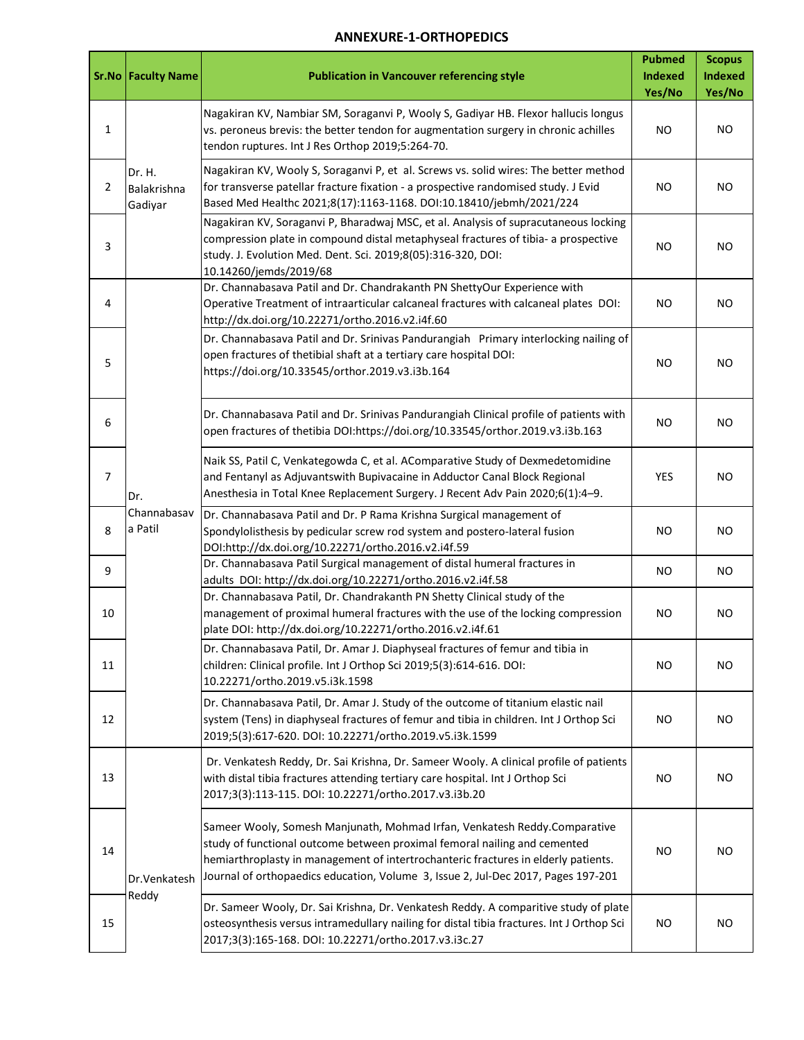# ANNEXURE-1-ORTHOPEDICS

| Sr.No | Faculty Name | Publication in Vancouver referencing style | Pubmed Indexed Yes/No | Scopus Indexed Yes/No |
|---|---|---|---|---|
| 1 | Dr. H. Balakrishna Gadiyar | Nagakiran KV, Nambiar SM, Soraganvi P, Wooly S, Gadiyar HB. Flexor hallucis longus vs. peroneus brevis: the better tendon for augmentation surgery in chronic achilles tendon ruptures. Int J Res Orthop 2019;5:264-70. | NO | NO |
| 2 | | Nagakiran KV, Wooly S, Soraganvi P, et al. Screws vs. solid wires: The better method for transverse patellar fracture fixation - a prospective randomised study. J Evid Based Med Healthc 2021;8(17):1163-1168. DOI:10.18410/jebmh/2021/224 | NO | NO |
| 3 | | Nagakiran KV, Soraganvi P, Bharadwaj MSC, et al. Analysis of supracutaneous locking compression plate in compound distal metaphyseal fractures of tibia- a prospective study. J. Evolution Med. Dent. Sci. 2019;8(05):316-320, DOI: 10.14260/jemds/2019/68 | NO | NO |
| 4 | Dr. Channabasava Patil | Dr. Channabasava Patil and Dr. Chandrakanth PN ShettyOur Experience with Operative Treatment of intraarticular calcaneal fractures with calcaneal plates DOI: http://dx.doi.org/10.22271/ortho.2016.v2.i4f.60 | NO | NO |
| 5 | | Dr. Channabasava Patil and Dr. Srinivas Pandurangiah Primary interlocking nailing of open fractures of thetibial shaft at a tertiary care hospital DOI: https://doi.org/10.33545/orthor.2019.v3.i3b.164 | NO | NO |
| 6 | | Dr. Channabasava Patil and Dr. Srinivas Pandurangiah Clinical profile of patients with open fractures of thetibia DOI:https://doi.org/10.33545/orthor.2019.v3.i3b.163 | NO | NO |
| 7 | | Naik SS, Patil C, Venkategowda C, et al. AComparative Study of Dexmedetomidine and Fentanyl as Adjuvantswith Bupivacaine in Adductor Canal Block Regional Anesthesia in Total Knee Replacement Surgery. J Recent Adv Pain 2020;6(1):4–9. | YES | NO |
| 8 | | Dr. Channabasava Patil and Dr. P Rama Krishna Surgical management of Spondylolisthesis by pedicular screw rod system and postero-lateral fusion DOI:http://dx.doi.org/10.22271/ortho.2016.v2.i4f.59 | NO | NO |
| 9 | | Dr. Channabasava Patil Surgical management of distal humeral fractures in adults DOI: http://dx.doi.org/10.22271/ortho.2016.v2.i4f.58 | NO | NO |
| 10 | | Dr. Channabasava Patil, Dr. Chandrakanth PN Shetty Clinical study of the management of proximal humeral fractures with the use of the locking compression plate DOI: http://dx.doi.org/10.22271/ortho.2016.v2.i4f.61 | NO | NO |
| 11 | | Dr. Channabasava Patil, Dr. Amar J. Diaphyseal fractures of femur and tibia in children: Clinical profile. Int J Orthop Sci 2019;5(3):614-616. DOI: 10.22271/ortho.2019.v5.i3k.1598 | NO | NO |
| 12 | | Dr. Channabasava Patil, Dr. Amar J. Study of the outcome of titanium elastic nail system (Tens) in diaphyseal fractures of femur and tibia in children. Int J Orthop Sci 2019;5(3):617-620. DOI: 10.22271/ortho.2019.v5.i3k.1599 | NO | NO |
| 13 | Dr.Venkatesh Reddy | Dr. Venkatesh Reddy, Dr. Sai Krishna, Dr. Sameer Wooly. A clinical profile of patients with distal tibia fractures attending tertiary care hospital. Int J Orthop Sci 2017;3(3):113-115. DOI: 10.22271/ortho.2017.v3.i3b.20 | NO | NO |
| 14 | | Sameer Wooly, Somesh Manjunath, Mohmad Irfan, Venkatesh Reddy.Comparative study of functional outcome between proximal femoral nailing and cemented hemiarthroplasty in management of intertrochanteric fractures in elderly patients. Journal of orthopaedics education, Volume 3, Issue 2, Jul-Dec 2017, Pages 197-201 | NO | NO |
| 15 | | Dr. Sameer Wooly, Dr. Sai Krishna, Dr. Venkatesh Reddy. A comparitive study of plate osteosynthesis versus intramedullary nailing for distal tibia fractures. Int J Orthop Sci 2017;3(3):165-168. DOI: 10.22271/ortho.2017.v3.i3c.27 | NO | NO |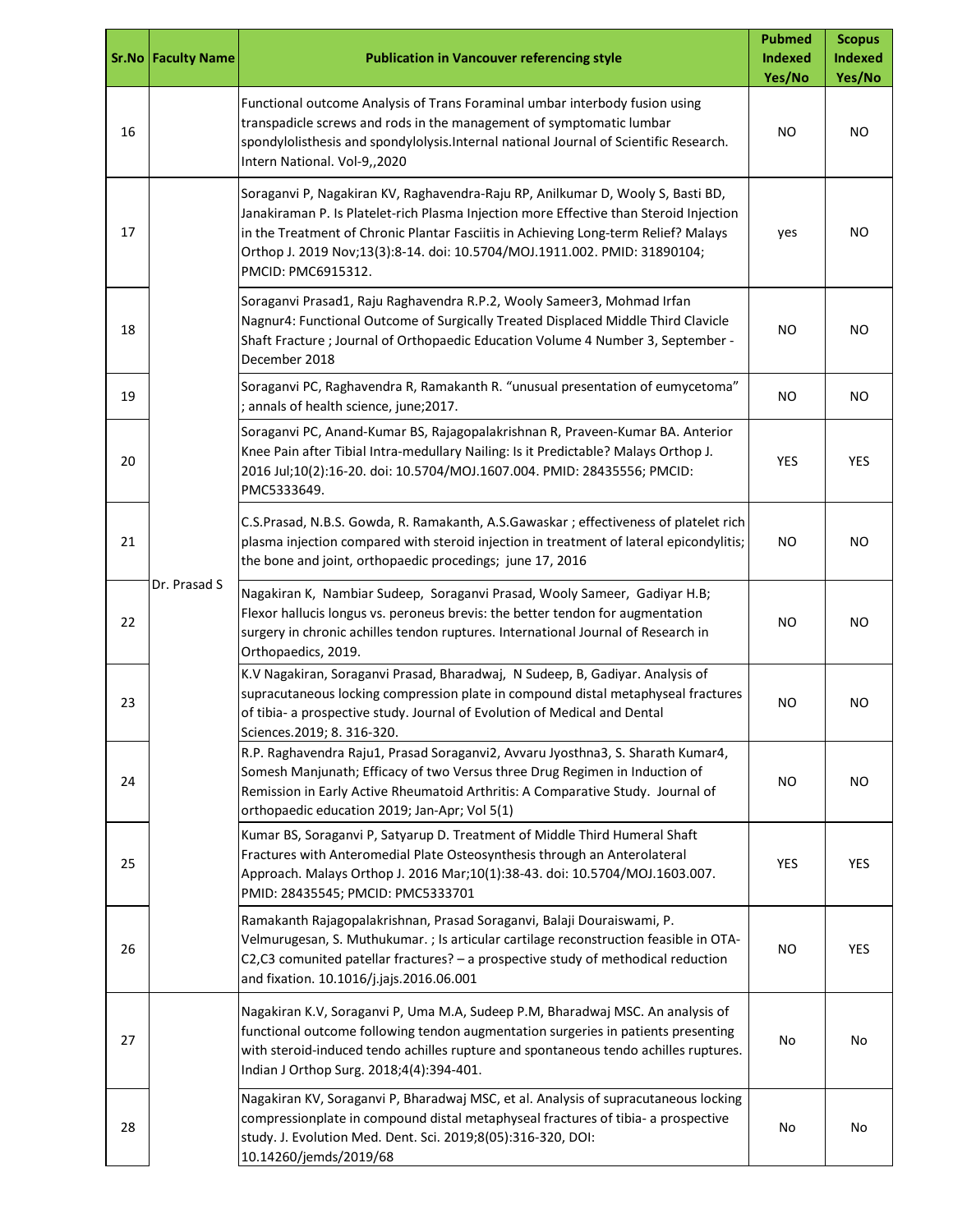| Sr.No | Faculty Name | Publication in Vancouver referencing style | Pubmed Indexed Yes/No | Scopus Indexed Yes/No |
|---|---|---|---|---|
| 16 | | Functional outcome Analysis of Trans Foraminal umbar interbody fusion using transpadicle screws and rods in the management of symptomatic lumbar spondylolisthesis and spondylolysis.Internal national Journal of Scientific Research. Intern National. Vol-9,,2020 | NO | NO |
| 17 | Dr. Prasad S | Soraganvi P, Nagakiran KV, Raghavendra-Raju RP, Anilkumar D, Wooly S, Basti BD, Janakiraman P. Is Platelet-rich Plasma Injection more Effective than Steroid Injection in the Treatment of Chronic Plantar Fasciitis in Achieving Long-term Relief? Malays Orthop J. 2019 Nov;13(3):8-14. doi: 10.5704/MOJ.1911.002. PMID: 31890104; PMCID: PMC6915312. | yes | NO |
| 18 | Dr. Prasad S | Soraganvi Prasad1, Raju Raghavendra R.P.2, Wooly Sameer3, Mohmad Irfan Nagnur4: Functional Outcome of Surgically Treated Displaced Middle Third Clavicle Shaft Fracture ; Journal of Orthopaedic Education Volume 4 Number 3, September - December 2018 | NO | NO |
| 19 | Dr. Prasad S | Soraganvi PC, Raghavendra R, Ramakanth R. "unusual presentation of eumycetoma" ; annals of health science, june;2017. | NO | NO |
| 20 | Dr. Prasad S | Soraganvi PC, Anand-Kumar BS, Rajagopalakrishnan R, Praveen-Kumar BA. Anterior Knee Pain after Tibial Intra-medullary Nailing: Is it Predictable? Malays Orthop J. 2016 Jul;10(2):16-20. doi: 10.5704/MOJ.1607.004. PMID: 28435556; PMCID: PMC5333649. | YES | YES |
| 21 | Dr. Prasad S | C.S.Prasad, N.B.S. Gowda, R. Ramakanth, A.S.Gawaskar ; effectiveness of platelet rich plasma injection compared with steroid injection in treatment of lateral epicondylitis; the bone and joint, orthopaedic procedings; june 17, 2016 | NO | NO |
| 22 | Dr. Prasad S | Nagakiran K, Nambiar Sudeep, Soraganvi Prasad, Wooly Sameer, Gadiyar H.B; Flexor hallucis longus vs. peroneus brevis: the better tendon for augmentation surgery in chronic achilles tendon ruptures. International Journal of Research in Orthopaedics, 2019. | NO | NO |
| 23 | Dr. Prasad S | K.V Nagakiran, Soraganvi Prasad, Bharadwaj, N Sudeep, B, Gadiyar. Analysis of supracutaneous locking compression plate in compound distal metaphyseal fractures of tibia- a prospective study. Journal of Evolution of Medical and Dental Sciences.2019; 8. 316-320. | NO | NO |
| 24 | Dr. Prasad S | R.P. Raghavendra Raju1, Prasad Soraganvi2, Avvaru Jyosthna3, S. Sharath Kumar4, Somesh Manjunath; Efficacy of two Versus three Drug Regimen in Induction of Remission in Early Active Rheumatoid Arthritis: A Comparative Study. Journal of orthopaedic education 2019; Jan-Apr; Vol 5(1) | NO | NO |
| 25 | Dr. Prasad S | Kumar BS, Soraganvi P, Satyarup D. Treatment of Middle Third Humeral Shaft Fractures with Anteromedial Plate Osteosynthesis through an Anterolateral Approach. Malays Orthop J. 2016 Mar;10(1):38-43. doi: 10.5704/MOJ.1603.007. PMID: 28435545; PMCID: PMC5333701 | YES | YES |
| 26 | Dr. Prasad S | Ramakanth Rajagopalakrishnan, Prasad Soraganvi, Balaji Douraiswami, P. Velmurugesan, S. Muthukumar. ; Is articular cartilage reconstruction feasible in OTA-C2,C3 comunited patellar fractures? – a prospective study of methodical reduction and fixation. 10.1016/j.jajs.2016.06.001 | NO | YES |
| 27 | | Nagakiran K.V, Soraganvi P, Uma M.A, Sudeep P.M, Bharadwaj MSC. An analysis of functional outcome following tendon augmentation surgeries in patients presenting with steroid-induced tendo achilles rupture and spontaneous tendo achilles ruptures. Indian J Orthop Surg. 2018;4(4):394-401. | No | No |
| 28 | | Nagakiran KV, Soraganvi P, Bharadwaj MSC, et al. Analysis of supracutaneous locking compressionplate in compound distal metaphyseal fractures of tibia- a prospective study. J. Evolution Med. Dent. Sci. 2019;8(05):316-320, DOI: 10.14260/jemds/2019/68 | No | No |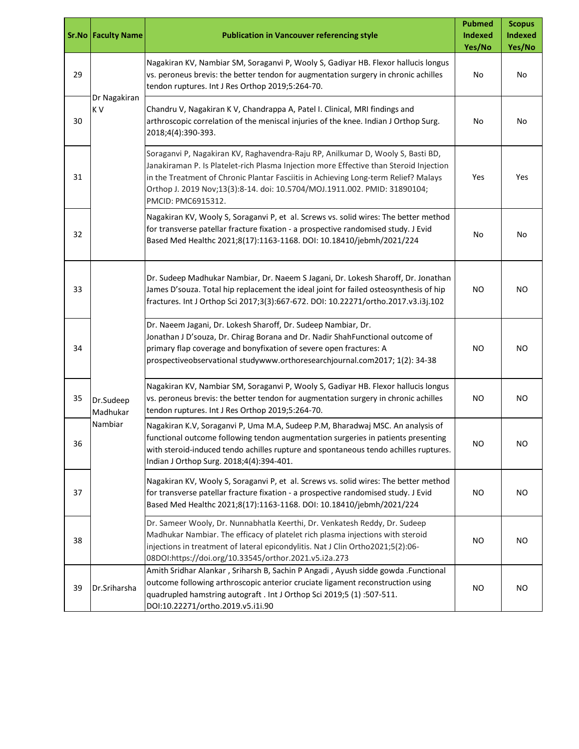| Sr.No | Faculty Name | Publication in Vancouver referencing style | Pubmed Indexed Yes/No | Scopus Indexed Yes/No |
|---|---|---|---|---|
| 29 | Dr Nagakiran K V | Nagakiran KV, Nambiar SM, Soraganvi P, Wooly S, Gadiyar HB. Flexor hallucis longus vs. peroneus brevis: the better tendon for augmentation surgery in chronic achilles tendon ruptures. Int J Res Orthop 2019;5:264-70. | No | No |
| 30 | | Chandru V, Nagakiran K V, Chandrappa A, Patel I. Clinical, MRI findings and arthroscopic correlation of the meniscal injuries of the knee. Indian J Orthop Surg. 2018;4(4):390-393. | No | No |
| 31 | | Soraganvi P, Nagakiran KV, Raghavendra-Raju RP, Anilkumar D, Wooly S, Basti BD, Janakiraman P. Is Platelet-rich Plasma Injection more Effective than Steroid Injection in the Treatment of Chronic Plantar Fasciitis in Achieving Long-term Relief? Malays Orthop J. 2019 Nov;13(3):8-14. doi: 10.5704/MOJ.1911.002. PMID: 31890104; PMCID: PMC6915312. | Yes | Yes |
| 32 | | Nagakiran KV, Wooly S, Soraganvi P, et al. Screws vs. solid wires: The better method for transverse patellar fracture fixation - a prospective randomised study. J Evid Based Med Healthc 2021;8(17):1163-1168. DOI: 10.18410/jebmh/2021/224 | No | No |
| 33 | Dr.Sudeep Madhukar Nambiar | Dr. Sudeep Madhukar Nambiar, Dr. Naeem S Jagani, Dr. Lokesh Sharoff, Dr. Jonathan James D'souza. Total hip replacement the ideal joint for failed osteosynthesis of hip fractures. Int J Orthop Sci 2017;3(3):667-672. DOI: 10.22271/ortho.2017.v3.i3j.102 | NO | NO |
| 34 | | Dr. Naeem Jagani, Dr. Lokesh Sharoff, Dr. Sudeep Nambiar, Dr. Jonathan J D'souza, Dr. Chirag Borana and Dr. Nadir ShahFunctional outcome of primary flap coverage and bonyfixation of severe open fractures: A prospectiveobservational studywww.orthoresearchjournal.com2017; 1(2): 34-38 | NO | NO |
| 35 | | Nagakiran KV, Nambiar SM, Soraganvi P, Wooly S, Gadiyar HB. Flexor hallucis longus vs. peroneus brevis: the better tendon for augmentation surgery in chronic achilles tendon ruptures. Int J Res Orthop 2019;5:264-70. | NO | NO |
| 36 | | Nagakiran K.V, Soraganvi P, Uma M.A, Sudeep P.M, Bharadwaj MSC. An analysis of functional outcome following tendon augmentation surgeries in patients presenting with steroid-induced tendo achilles rupture and spontaneous tendo achilles ruptures. Indian J Orthop Surg. 2018;4(4):394-401. | NO | NO |
| 37 | | Nagakiran KV, Wooly S, Soraganvi P, et al. Screws vs. solid wires: The better method for transverse patellar fracture fixation - a prospective randomised study. J Evid Based Med Healthc 2021;8(17):1163-1168. DOI: 10.18410/jebmh/2021/224 | NO | NO |
| 38 | | Dr. Sameer Wooly, Dr. Nunnabhatla Keerthi, Dr. Venkatesh Reddy, Dr. Sudeep Madhukar Nambiar. The efficacy of platelet rich plasma injections with steroid injections in treatment of lateral epicondylitis. Nat J Clin Ortho2021;5(2):06-08DOI:https://doi.org/10.33545/orthor.2021.v5.i2a.273 | NO | NO |
| 39 | Dr.Sriharsha | Amith Sridhar Alankar , Sriharsh B, Sachin P Angadi , Ayush sidde gowda .Functional outcome following arthroscopic anterior cruciate ligament reconstruction using quadrupled hamstring autograft . Int J Orthop Sci 2019;5 (1) :507-511. DOI:10.22271/ortho.2019.v5.i1i.90 | NO | NO |